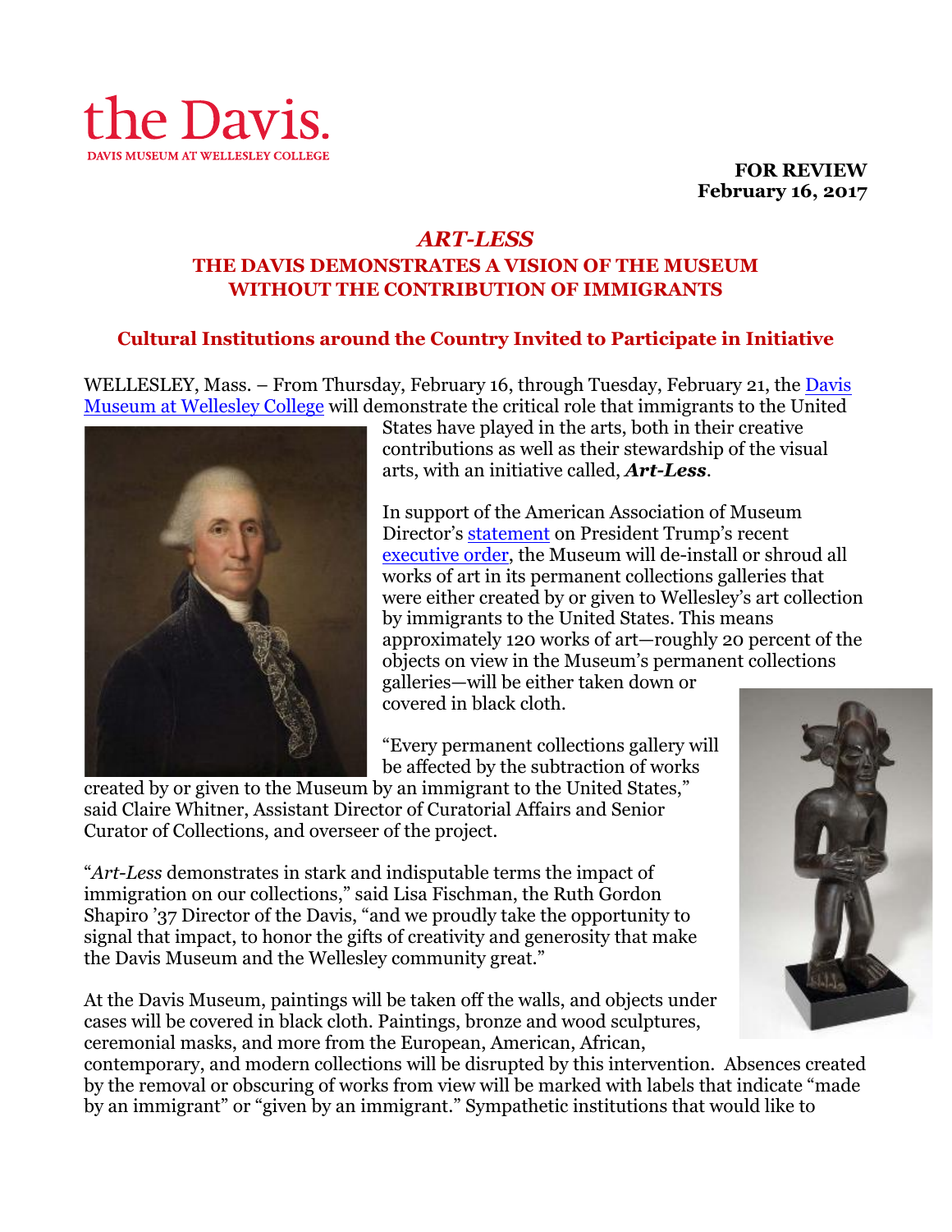the Davis.

DAVIS MUSEUM AT WELLESLEY COLLEGE

**FOR REVIEW**
**February 16, 2017**

# *ART-LESS*

## THE DAVIS DEMONSTRATES A VISION OF THE MUSEUM WITHOUT THE CONTRIBUTION OF IMMIGRANTS

### Cultural Institutions around the Country Invited to Participate in Initiative

WELLESLEY, Mass. – From Thursday, February 16, through Tuesday, February 21, the Davis Museum at Wellesley College will demonstrate the critical role that immigrants to the United States have played in the arts, both in their creative contributions as well as their stewardship of the visual arts, with an initiative called, ***Art-Less***.

In support of the American Association of Museum Director's statement on President Trump's recent executive order, the Museum will de-install or shroud all works of art in its permanent collections galleries that were either created by or given to Wellesley's art collection by immigrants to the United States. This means approximately 120 works of art—roughly 20 percent of the objects on view in the Museum's permanent collections galleries—will be either taken down or covered in black cloth.

"Every permanent collections gallery will be affected by the subtraction of works created by or given to the Museum by an immigrant to the United States," said Claire Whitner, Assistant Director of Curatorial Affairs and Senior Curator of Collections, and overseer of the project.

"*Art-Less* demonstrates in stark and indisputable terms the impact of immigration on our collections," said Lisa Fischman, the Ruth Gordon Shapiro '37 Director of the Davis, "and we proudly take the opportunity to signal that impact, to honor the gifts of creativity and generosity that make the Davis Museum and the Wellesley community great."

At the Davis Museum, paintings will be taken off the walls, and objects under cases will be covered in black cloth. Paintings, bronze and wood sculptures, ceremonial masks, and more from the European, American, African, contemporary, and modern collections will be disrupted by this intervention. Absences created by the removal or obscuring of works from view will be marked with labels that indicate "made by an immigrant" or "given by an immigrant." Sympathetic institutions that would like to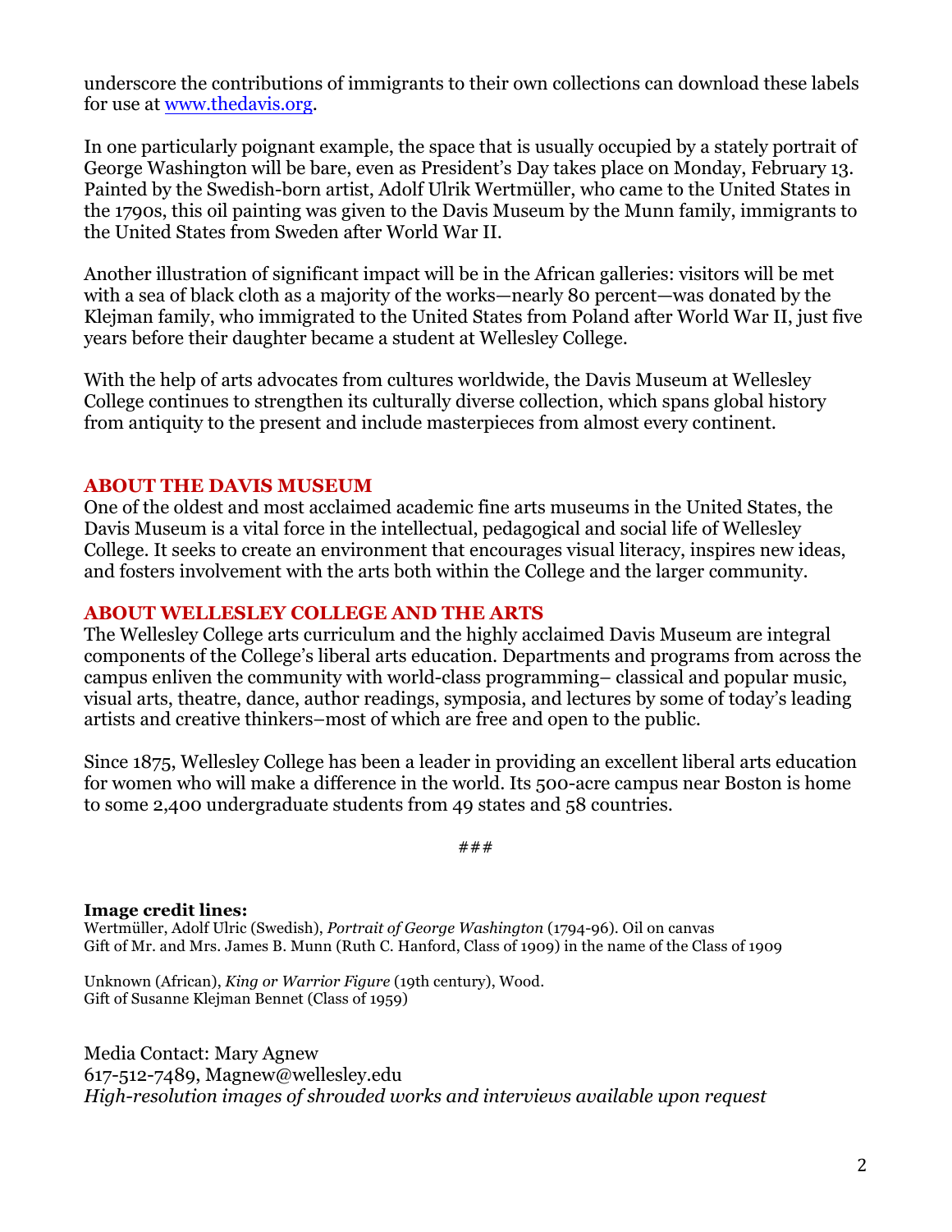underscore the contributions of immigrants to their own collections can download these labels for use at [www.thedavis.org](http://www.thedavis.org).

In one particularly poignant example, the space that is usually occupied by a stately portrait of George Washington will be bare, even as President's Day takes place on Monday, February 13. Painted by the Swedish-born artist, Adolf Ulrik Wertmüller, who came to the United States in the 1790s, this oil painting was given to the Davis Museum by the Munn family, immigrants to the United States from Sweden after World War II.

Another illustration of significant impact will be in the African galleries: visitors will be met with a sea of black cloth as a majority of the works—nearly 80 percent—was donated by the Klejman family, who immigrated to the United States from Poland after World War II, just five years before their daughter became a student at Wellesley College.

With the help of arts advocates from cultures worldwide, the Davis Museum at Wellesley College continues to strengthen its culturally diverse collection, which spans global history from antiquity to the present and include masterpieces from almost every continent.

## ABOUT THE DAVIS MUSEUM

One of the oldest and most acclaimed academic fine arts museums in the United States, the Davis Museum is a vital force in the intellectual, pedagogical and social life of Wellesley College. It seeks to create an environment that encourages visual literacy, inspires new ideas, and fosters involvement with the arts both within the College and the larger community.

## ABOUT WELLESLEY COLLEGE AND THE ARTS

The Wellesley College arts curriculum and the highly acclaimed Davis Museum are integral components of the College's liberal arts education. Departments and programs from across the campus enliven the community with world-class programming– classical and popular music, visual arts, theatre, dance, author readings, symposia, and lectures by some of today's leading artists and creative thinkers–most of which are free and open to the public.

Since 1875, Wellesley College has been a leader in providing an excellent liberal arts education for women who will make a difference in the world. Its 500-acre campus near Boston is home to some 2,400 undergraduate students from 49 states and 58 countries.

###

**Image credit lines:**

Wertmüller, Adolf Ulric (Swedish), *Portrait of George Washington* (1794-96). Oil on canvas
Gift of Mr. and Mrs. James B. Munn (Ruth C. Hanford, Class of 1909) in the name of the Class of 1909

Unknown (African), *King or Warrior Figure* (19th century), Wood.
Gift of Susanne Klejman Bennet (Class of 1959)

Media Contact: Mary Agnew
617-512-7489, Magnew@wellesley.edu
*High-resolution images of shrouded works and interviews available upon request*